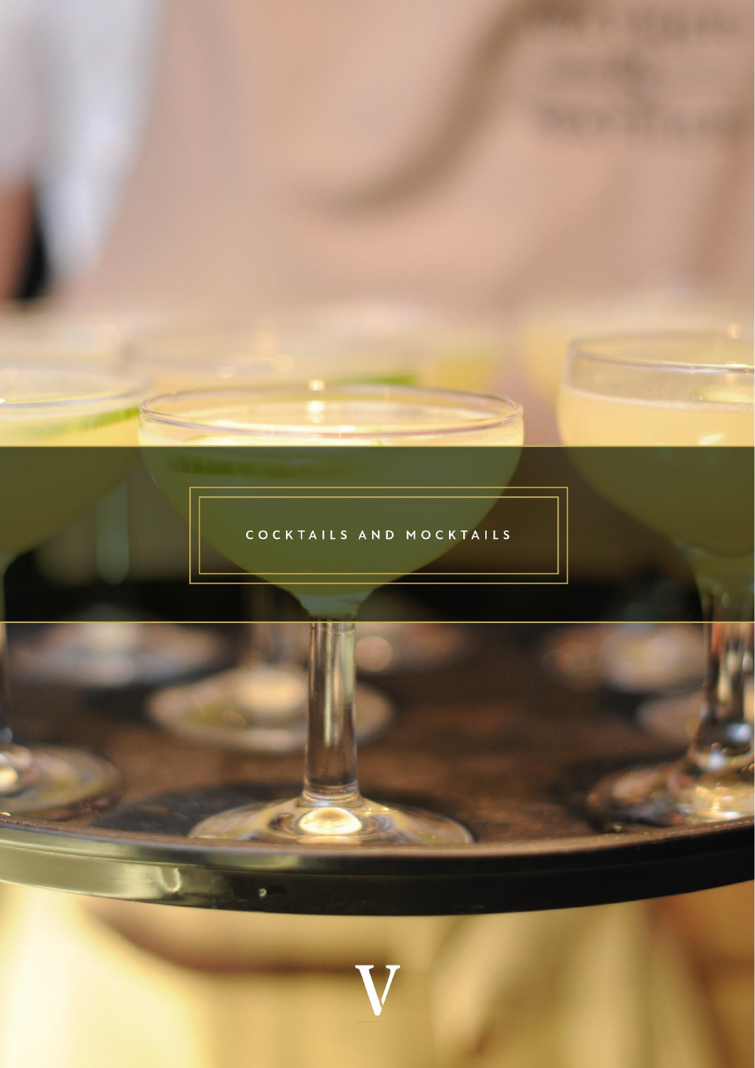# COCKTAILS AND MOCKTAILS

V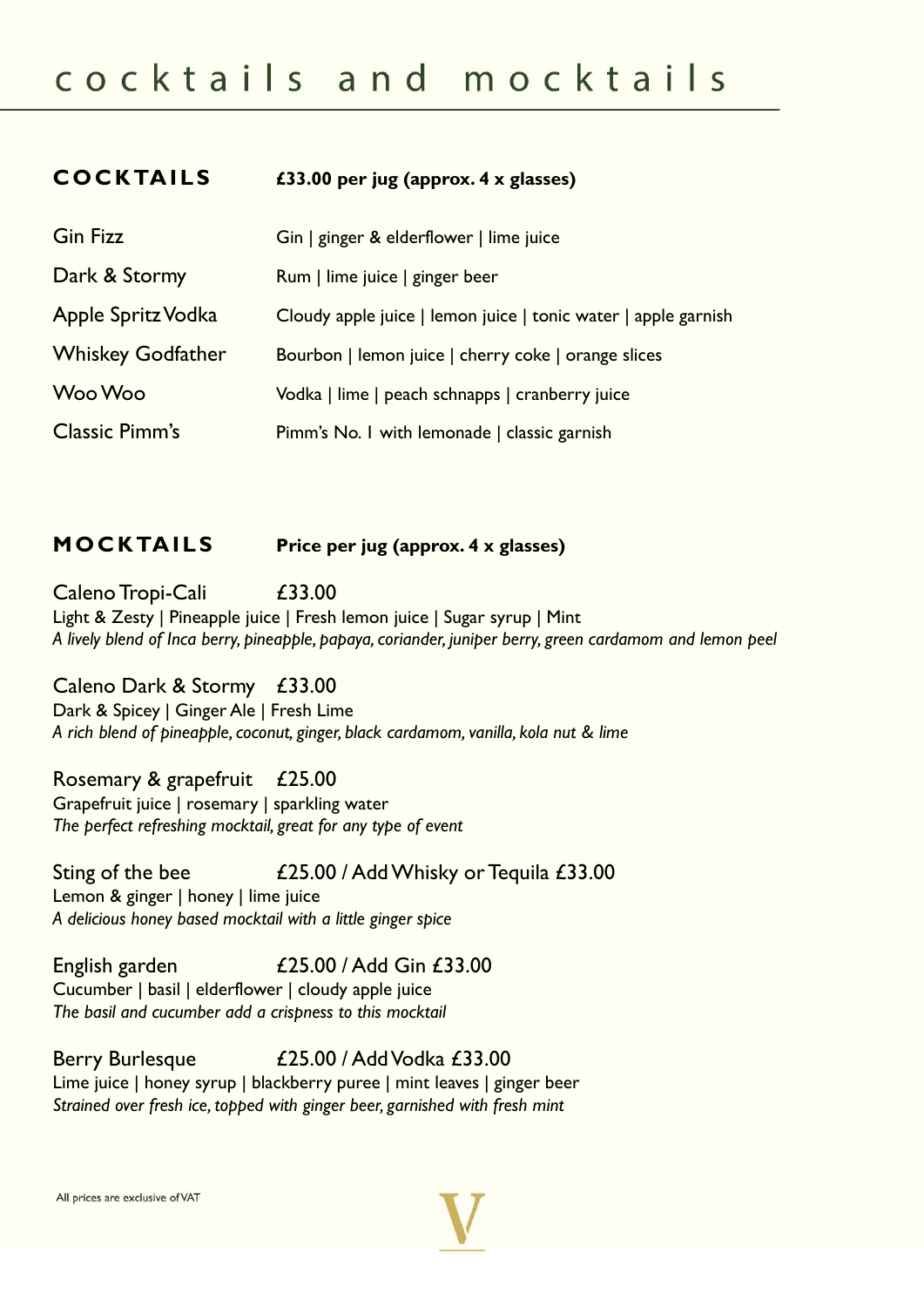# cocktails and mocktails

## COCKTAILS

**£33.00 per jug (approx. 4 x glasses)**

| | |
|---|---|
| Gin Fizz | Gin \| ginger & elderflower \| lime juice |
| Dark & Stormy | Rum \| lime juice \| ginger beer |
| Apple Spritz Vodka | Cloudy apple juice \| lemon juice \| tonic water \| apple garnish |
| Whiskey Godfather | Bourbon \| lemon juice \| cherry coke \| orange slices |
| Woo Woo | Vodka \| lime \| peach schnapps \| cranberry juice |
| Classic Pimm's | Pimm's No. 1 with lemonade \| classic garnish |

## MOCKTAILS

**Price per jug (approx. 4 x glasses)**

Caleno Tropi-Cali £33.00
Light & Zesty | Pineapple juice | Fresh lemon juice | Sugar syrup | Mint
*A lively blend of Inca berry, pineapple, papaya, coriander, juniper berry, green cardamom and lemon peel*

Caleno Dark & Stormy £33.00
Dark & Spicey | Ginger Ale | Fresh Lime
*A rich blend of pineapple, coconut, ginger, black cardamom, vanilla, kola nut & lime*

Rosemary & grapefruit £25.00
Grapefruit juice | rosemary | sparkling water
*The perfect refreshing mocktail, great for any type of event*

Sting of the bee £25.00 / Add Whisky or Tequila £33.00
Lemon & ginger | honey | lime juice
*A delicious honey based mocktail with a little ginger spice*

English garden £25.00 / Add Gin £33.00
Cucumber | basil | elderflower | cloudy apple juice
*The basil and cucumber add a crispness to this mocktail*

Berry Burlesque £25.00 / Add Vodka £33.00
Lime juice | honey syrup | blackberry puree | mint leaves | ginger beer
*Strained over fresh ice, topped with ginger beer, garnished with fresh mint*

All prices are exclusive of VAT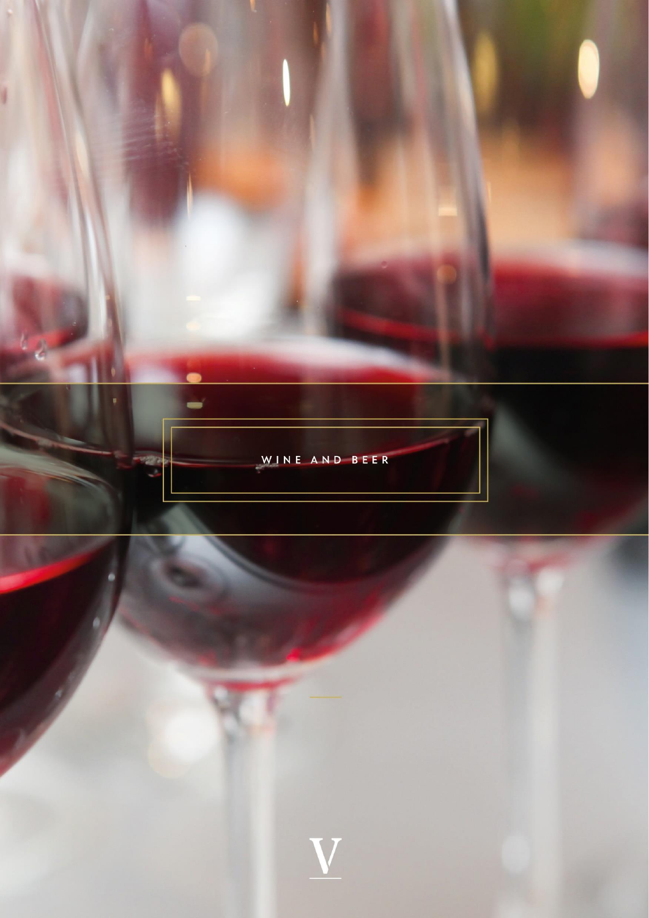# WINE AND BEER

V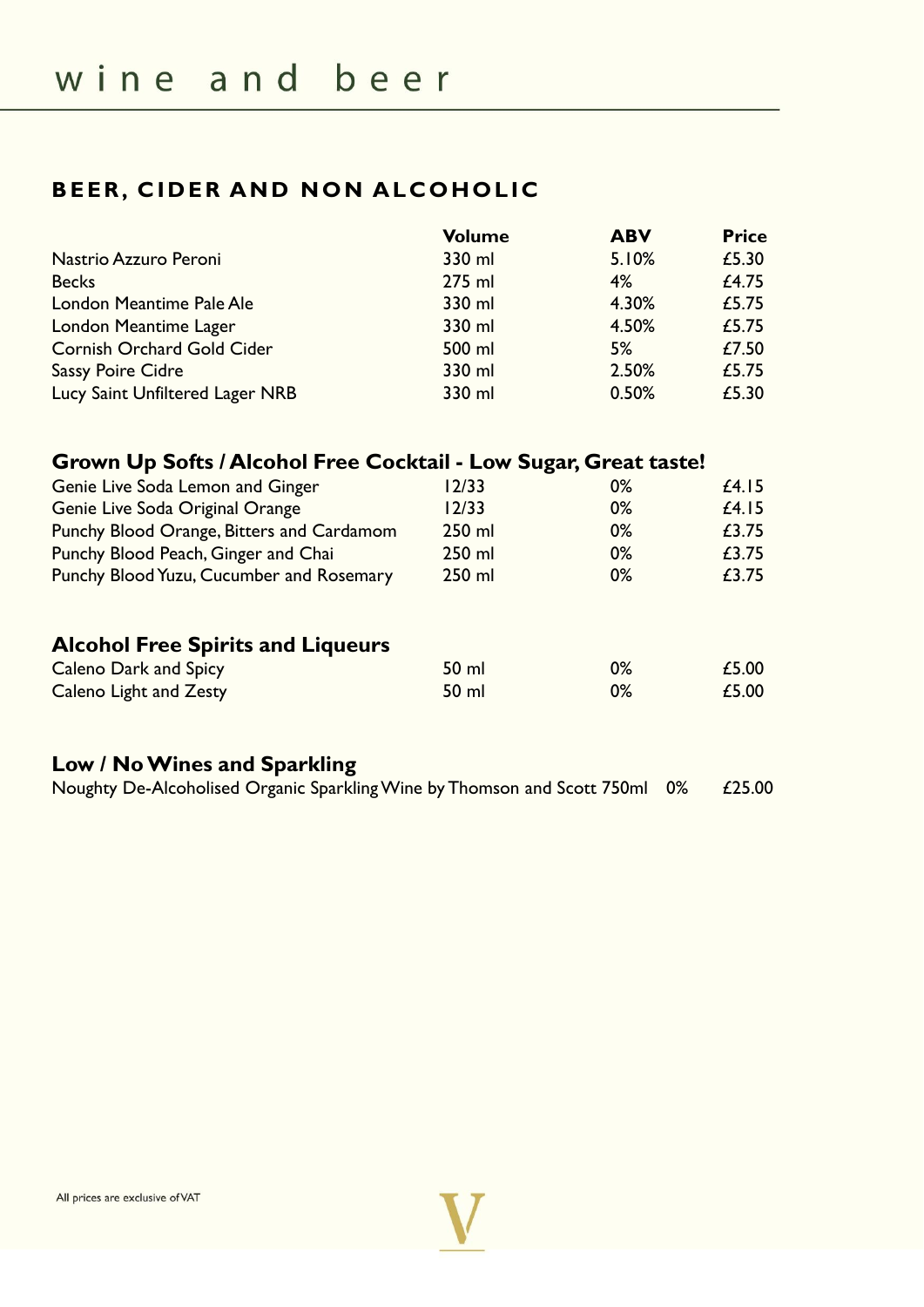# wine and beer

## BEER, CIDER AND NON ALCOHOLIC

| | Volume | ABV | Price |
|---|---|---|---|
| Nastrio Azzuro Peroni | 330 ml | 5.10% | £5.30 |
| Becks | 275 ml | 4% | £4.75 |
| London Meantime Pale Ale | 330 ml | 4.30% | £5.75 |
| London Meantime Lager | 330 ml | 4.50% | £5.75 |
| Cornish Orchard Gold Cider | 500 ml | 5% | £7.50 |
| Sassy Poire Cidre | 330 ml | 2.50% | £5.75 |
| Lucy Saint Unfiltered Lager NRB | 330 ml | 0.50% | £5.30 |

### Grown Up Softs / Alcohol Free Cocktail - Low Sugar, Great taste!

| | Volume | ABV | Price |
|---|---|---|---|
| Genie Live Soda Lemon and Ginger | 12/33 | 0% | £4.15 |
| Genie Live Soda Original Orange | 12/33 | 0% | £4.15 |
| Punchy Blood Orange, Bitters and Cardamom | 250 ml | 0% | £3.75 |
| Punchy Blood Peach, Ginger and Chai | 250 ml | 0% | £3.75 |
| Punchy Blood Yuzu, Cucumber and Rosemary | 250 ml | 0% | £3.75 |

### Alcohol Free Spirits and Liqueurs

| | Volume | ABV | Price |
|---|---|---|---|
| Caleno Dark and Spicy | 50 ml | 0% | £5.00 |
| Caleno Light and Zesty | 50 ml | 0% | £5.00 |

### Low / No Wines and Sparkling

| | ABV | Price |
|---|---|---|
| Noughty De-Alcoholised Organic Sparkling Wine by Thomson and Scott 750ml | 0% | £25.00 |

All prices are exclusive of VAT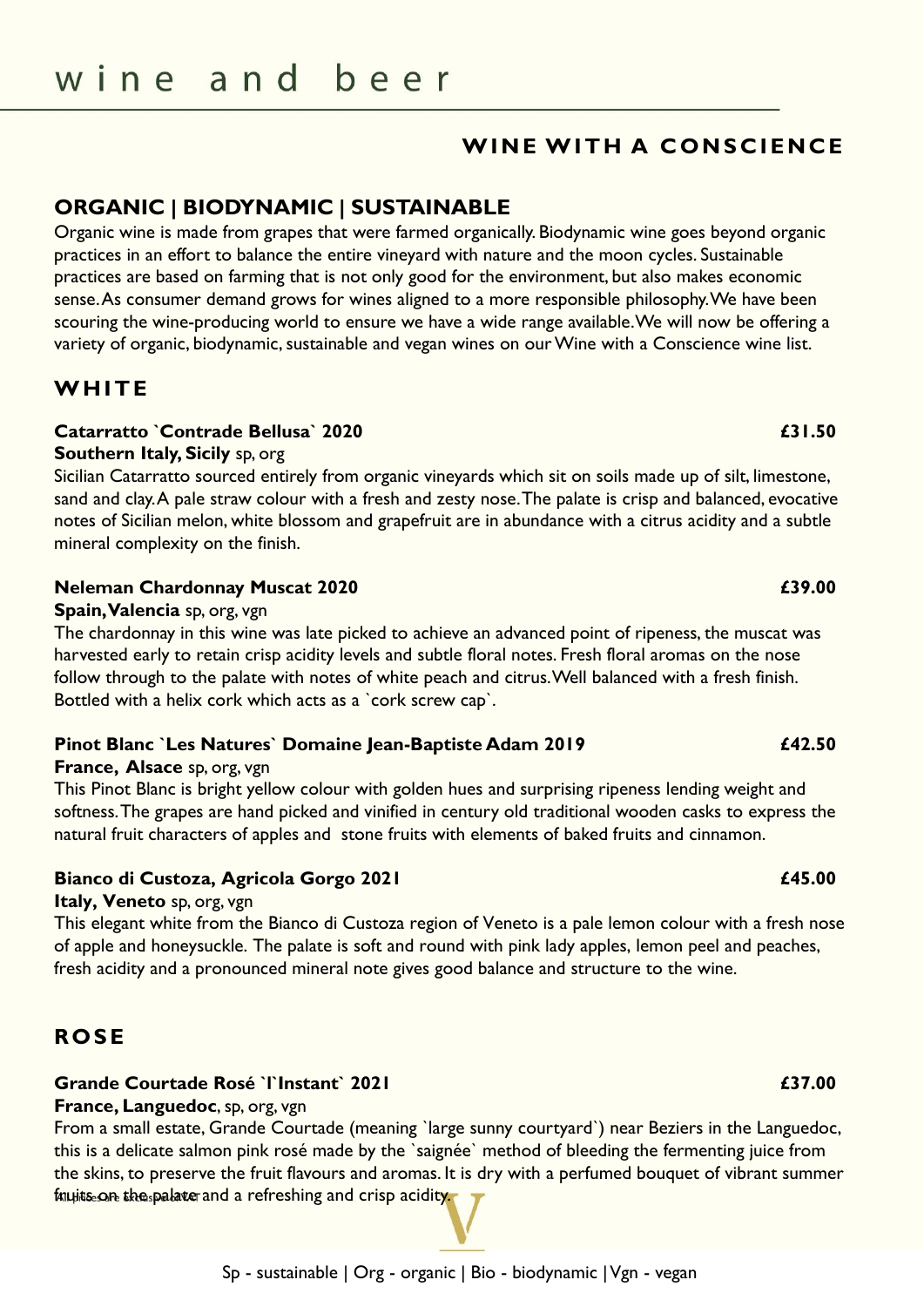# wine and beer

## WINE WITH A CONSCIENCE

## ORGANIC | BIODYNAMIC | SUSTAINABLE

Organic wine is made from grapes that were farmed organically. Biodynamic wine goes beyond organic practices in an effort to balance the entire vineyard with nature and the moon cycles. Sustainable practices are based on farming that is not only good for the environment, but also makes economic sense. As consumer demand grows for wines aligned to a more responsible philosophy. We have been scouring the wine-producing world to ensure we have a wide range available. We will now be offering a variety of organic, biodynamic, sustainable and vegan wines on our Wine with a Conscience wine list.

## WHITE

**Catarratto `Contrade Bellusa` 2020** **£31.50**
**Southern Italy, Sicily** sp, org
Sicilian Catarratto sourced entirely from organic vineyards which sit on soils made up of silt, limestone, sand and clay. A pale straw colour with a fresh and zesty nose. The palate is crisp and balanced, evocative notes of Sicilian melon, white blossom and grapefruit are in abundance with a citrus acidity and a subtle mineral complexity on the finish.

**Neleman Chardonnay Muscat 2020** **£39.00**
**Spain, Valencia** sp, org, vgn
The chardonnay in this wine was late picked to achieve an advanced point of ripeness, the muscat was harvested early to retain crisp acidity levels and subtle floral notes. Fresh floral aromas on the nose follow through to the palate with notes of white peach and citrus. Well balanced with a fresh finish. Bottled with a helix cork which acts as a `cork screw cap`.

**Pinot Blanc `Les Natures` Domaine Jean-Baptiste Adam 2019** **£42.50**
**France, Alsace** sp, org, vgn
This Pinot Blanc is bright yellow colour with golden hues and surprising ripeness lending weight and softness. The grapes are hand picked and vinified in century old traditional wooden casks to express the natural fruit characters of apples and stone fruits with elements of baked fruits and cinnamon.

**Bianco di Custoza, Agricola Gorgo 2021** **£45.00**
**Italy, Veneto** sp, org, vgn
This elegant white from the Bianco di Custoza region of Veneto is a pale lemon colour with a fresh nose of apple and honeysuckle. The palate is soft and round with pink lady apples, lemon peel and peaches, fresh acidity and a pronounced mineral note gives good balance and structure to the wine.

## ROSE

**Grande Courtade Rosé `l`Instant` 2021** **£37.00**
**France, Languedoc**, sp, org, vgn
From a small estate, Grande Courtade (meaning `large sunny courtyard`) near Beziers in the Languedoc, this is a delicate salmon pink rosé made by the `saignée` method of bleeding the fermenting juice from the skins, to preserve the fruit flavours and aromas. It is dry with a perfumed bouquet of vibrant summer fruits on the palate and a refreshing and crisp acidity.

All prices are inclusive of VAT

Sp - sustainable | Org - organic | Bio - biodynamic | Vgn - vegan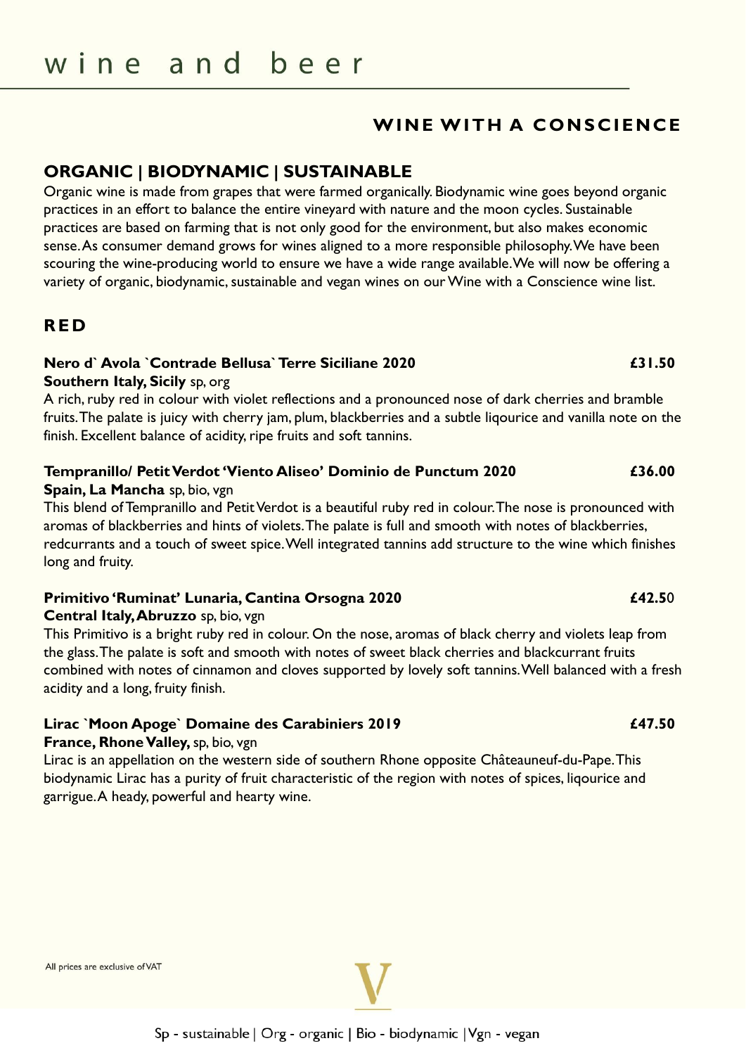# wine and beer

## WINE WITH A CONSCIENCE

### ORGANIC | BIODYNAMIC | SUSTAINABLE

Organic wine is made from grapes that were farmed organically. Biodynamic wine goes beyond organic practices in an effort to balance the entire vineyard with nature and the moon cycles. Sustainable practices are based on farming that is not only good for the environment, but also makes economic sense. As consumer demand grows for wines aligned to a more responsible philosophy. We have been scouring the wine-producing world to ensure we have a wide range available. We will now be offering a variety of organic, biodynamic, sustainable and vegan wines on our Wine with a Conscience wine list.

### RED

**Nero d` Avola `Contrade Bellusa` Terre Siciliane 2020** — **£31.50**
**Southern Italy, Sicily** sp, org
A rich, ruby red in colour with violet reflections and a pronounced nose of dark cherries and bramble fruits. The palate is juicy with cherry jam, plum, blackberries and a subtle liqourice and vanilla note on the finish. Excellent balance of acidity, ripe fruits and soft tannins.

**Tempranillo/ Petit Verdot 'Viento Aliseo' Dominio de Punctum 2020** — **£36.00**
**Spain, La Mancha** sp, bio, vgn
This blend of Tempranillo and Petit Verdot is a beautiful ruby red in colour. The nose is pronounced with aromas of blackberries and hints of violets. The palate is full and smooth with notes of blackberries, redcurrants and a touch of sweet spice. Well integrated tannins add structure to the wine which finishes long and fruity.

**Primitivo 'Ruminat' Lunaria, Cantina Orsogna 2020** — **£42.50**
**Central Italy, Abruzzo** sp, bio, vgn
This Primitivo is a bright ruby red in colour. On the nose, aromas of black cherry and violets leap from the glass. The palate is soft and smooth with notes of sweet black cherries and blackcurrant fruits combined with notes of cinnamon and cloves supported by lovely soft tannins. Well balanced with a fresh acidity and a long, fruity finish.

**Lirac `Moon Apoge` Domaine des Carabiniers 2019** — **£47.50**
**France, Rhone Valley,** sp, bio, vgn
Lirac is an appellation on the western side of southern Rhone opposite Châteauneuf-du-Pape. This biodynamic Lirac has a purity of fruit characteristic of the region with notes of spices, liqourice and garrigue. A heady, powerful and hearty wine.

All prices are exclusive of VAT

Sp - sustainable | Org - organic | Bio - biodynamic | Vgn - vegan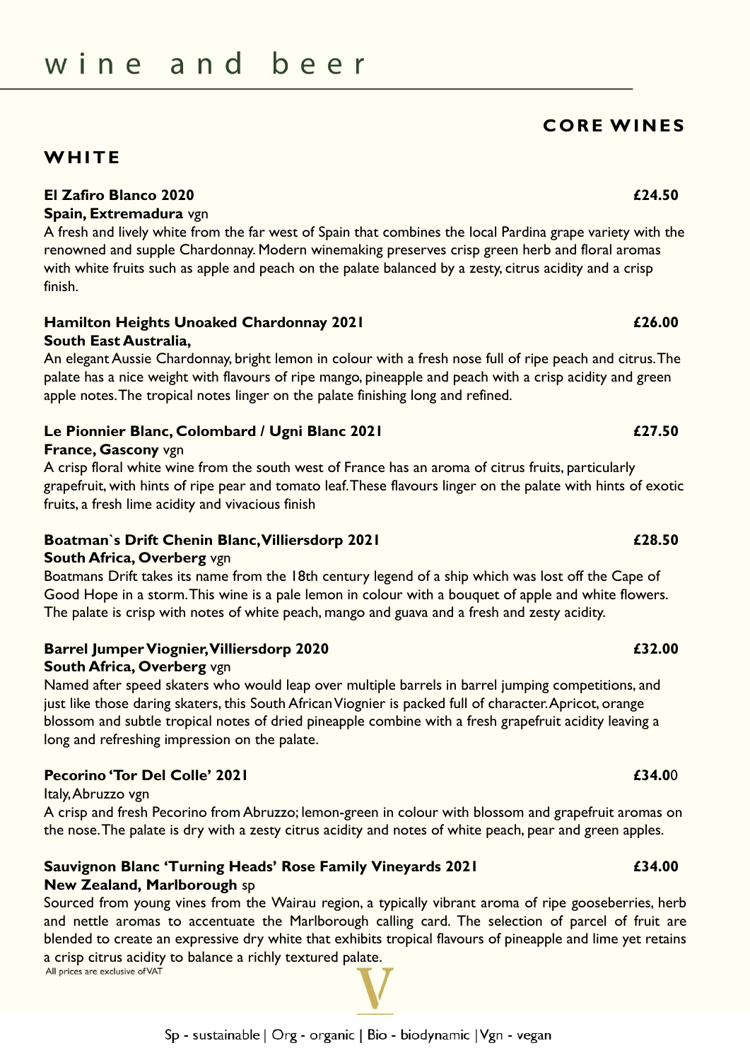# wine and beer

## CORE WINES

## WHITE

**El Zafiro Blanco 2020** **£24.50**
**Spain, Extremadura** vgn
A fresh and lively white from the far west of Spain that combines the local Pardina grape variety with the renowned and supple Chardonnay. Modern winemaking preserves crisp green herb and floral aromas with white fruits such as apple and peach on the palate balanced by a zesty, citrus acidity and a crisp finish.

**Hamilton Heights Unoaked Chardonnay 2021** **£26.00**
**South East Australia,**
An elegant Aussie Chardonnay, bright lemon in colour with a fresh nose full of ripe peach and citrus. The palate has a nice weight with flavours of ripe mango, pineapple and peach with a crisp acidity and green apple notes. The tropical notes linger on the palate finishing long and refined.

**Le Pionnier Blanc, Colombard / Ugni Blanc 2021** **£27.50**
**France, Gascony** vgn
A crisp floral white wine from the south west of France has an aroma of citrus fruits, particularly grapefruit, with hints of ripe pear and tomato leaf. These flavours linger on the palate with hints of exotic fruits, a fresh lime acidity and vivacious finish

**Boatman`s Drift Chenin Blanc, Villiersdorp 2021** **£28.50**
**South Africa, Overberg** vgn
Boatmans Drift takes its name from the 18th century legend of a ship which was lost off the Cape of Good Hope in a storm. This wine is a pale lemon in colour with a bouquet of apple and white flowers. The palate is crisp with notes of white peach, mango and guava and a fresh and zesty acidity.

**Barrel Jumper Viognier, Villiersdorp 2020** **£32.00**
**South Africa, Overberg** vgn
Named after speed skaters who would leap over multiple barrels in barrel jumping competitions, and just like those daring skaters, this South African Viognier is packed full of character. Apricot, orange blossom and subtle tropical notes of dried pineapple combine with a fresh grapefruit acidity leaving a long and refreshing impression on the palate.

**Pecorino 'Tor Del Colle' 2021** **£34.00**
Italy, Abruzzo vgn
A crisp and fresh Pecorino from Abruzzo; lemon-green in colour with blossom and grapefruit aromas on the nose. The palate is dry with a zesty citrus acidity and notes of white peach, pear and green apples.

**Sauvignon Blanc 'Turning Heads' Rose Family Vineyards 2021** **£34.00**
**New Zealand, Marlborough** sp
Sourced from young vines from the Wairau region, a typically vibrant aroma of ripe gooseberries, herb and nettle aromas to accentuate the Marlborough calling card. The selection of parcel of fruit are blended to create an expressive dry white that exhibits tropical flavours of pineapple and lime yet retains a crisp citrus acidity to balance a richly textured palate.

All prices are exclusive of VAT

Sp - sustainable | Org - organic | Bio - biodynamic | Vgn - vegan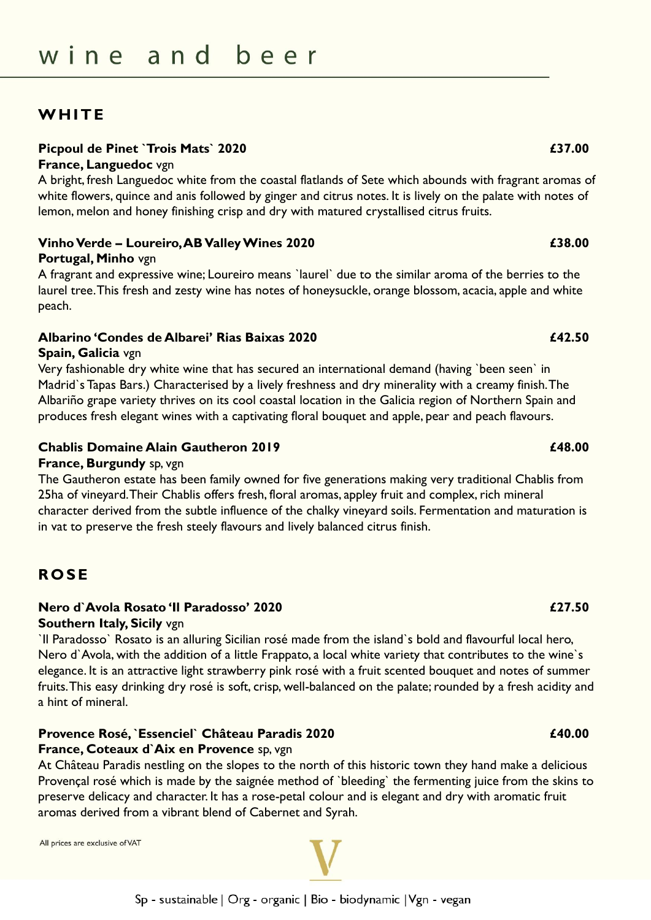# wine and beer

## WHITE

**Picpoul de Pinet `Trois Mats` 2020** **£37.00**
**France, Languedoc** vgn
A bright, fresh Languedoc white from the coastal flatlands of Sete which abounds with fragrant aromas of white flowers, quince and anis followed by ginger and citrus notes. It is lively on the palate with notes of lemon, melon and honey finishing crisp and dry with matured crystallised citrus fruits.

**Vinho Verde – Loureiro, AB Valley Wines 2020** **£38.00**
**Portugal, Minho** vgn
A fragrant and expressive wine; Loureiro means `laurel` due to the similar aroma of the berries to the laurel tree. This fresh and zesty wine has notes of honeysuckle, orange blossom, acacia, apple and white peach.

**Albarino 'Condes de Albarei' Rias Baixas 2020** **£42.50**
**Spain, Galicia** vgn
Very fashionable dry white wine that has secured an international demand (having `been seen` in Madrid`s Tapas Bars.) Characterised by a lively freshness and dry minerality with a creamy finish. The Albariño grape variety thrives on its cool coastal location in the Galicia region of Northern Spain and produces fresh elegant wines with a captivating floral bouquet and apple, pear and peach flavours.

**Chablis Domaine Alain Gautheron 2019** **£48.00**
**France, Burgundy** sp, vgn
The Gautheron estate has been family owned for five generations making very traditional Chablis from 25ha of vineyard. Their Chablis offers fresh, floral aromas, appley fruit and complex, rich mineral character derived from the subtle influence of the chalky vineyard soils. Fermentation and maturation is in vat to preserve the fresh steely flavours and lively balanced citrus finish.

## ROSE

**Nero d`Avola Rosato 'Il Paradosso' 2020** **£27.50**
**Southern Italy, Sicily** vgn
`Il Paradosso` Rosato is an alluring Sicilian rosé made from the island`s bold and flavourful local hero, Nero d`Avola, with the addition of a little Frappato, a local white variety that contributes to the wine`s elegance. It is an attractive light strawberry pink rosé with a fruit scented bouquet and notes of summer fruits. This easy drinking dry rosé is soft, crisp, well-balanced on the palate; rounded by a fresh acidity and a hint of mineral.

**Provence Rosé, `Essenciel` Château Paradis 2020** **£40.00**
**France, Coteaux d`Aix en Provence** sp, vgn
At Château Paradis nestling on the slopes to the north of this historic town they hand make a delicious Provençal rosé which is made by the saignée method of `bleeding` the fermenting juice from the skins to preserve delicacy and character. It has a rose-petal colour and is elegant and dry with aromatic fruit aromas derived from a vibrant blend of Cabernet and Syrah.

All prices are exclusive of VAT

Sp - sustainable | Org - organic | Bio - biodynamic | Vgn - vegan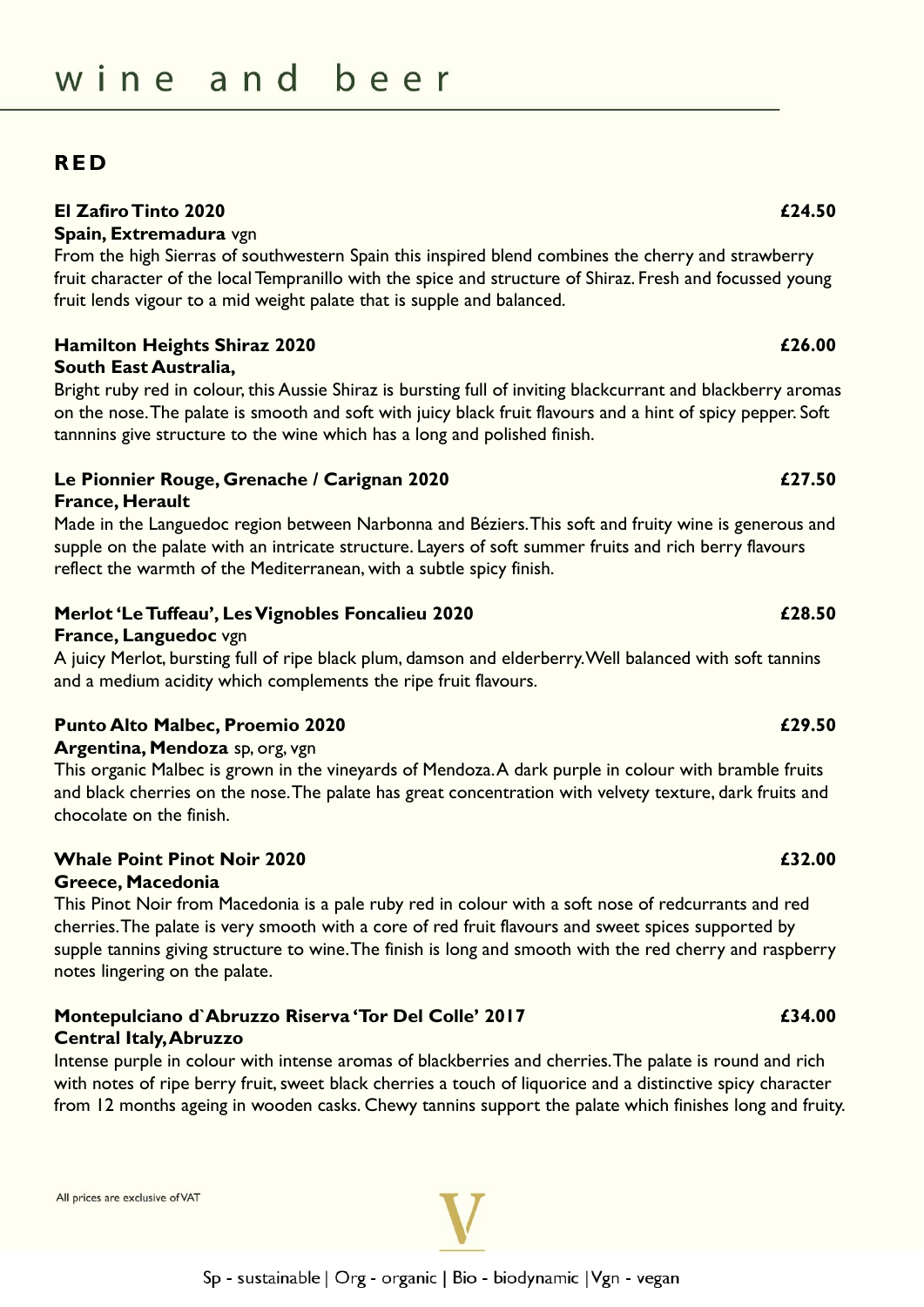# wine and beer

## RED

**El Zafiro Tinto 2020** **£24.50**
**Spain, Extremadura** vgn
From the high Sierras of southwestern Spain this inspired blend combines the cherry and strawberry fruit character of the local Tempranillo with the spice and structure of Shiraz. Fresh and focussed young fruit lends vigour to a mid weight palate that is supple and balanced.

**Hamilton Heights Shiraz 2020** **£26.00**
**South East Australia,**
Bright ruby red in colour, this Aussie Shiraz is bursting full of inviting blackcurrant and blackberry aromas on the nose. The palate is smooth and soft with juicy black fruit flavours and a hint of spicy pepper. Soft tannnins give structure to the wine which has a long and polished finish.

**Le Pionnier Rouge, Grenache / Carignan 2020** **£27.50**
**France, Herault**
Made in the Languedoc region between Narbonna and Béziers. This soft and fruity wine is generous and supple on the palate with an intricate structure. Layers of soft summer fruits and rich berry flavours reflect the warmth of the Mediterranean, with a subtle spicy finish.

**Merlot 'Le Tuffeau', Les Vignobles Foncalieu 2020** **£28.50**
**France, Languedoc** vgn
A juicy Merlot, bursting full of ripe black plum, damson and elderberry. Well balanced with soft tannins and a medium acidity which complements the ripe fruit flavours.

**Punto Alto Malbec, Proemio 2020** **£29.50**
**Argentina, Mendoza** sp, org, vgn
This organic Malbec is grown in the vineyards of Mendoza. A dark purple in colour with bramble fruits and black cherries on the nose. The palate has great concentration with velvety texture, dark fruits and chocolate on the finish.

**Whale Point Pinot Noir 2020** **£32.00**
**Greece, Macedonia**
This Pinot Noir from Macedonia is a pale ruby red in colour with a soft nose of redcurrants and red cherries. The palate is very smooth with a core of red fruit flavours and sweet spices supported by supple tannins giving structure to wine. The finish is long and smooth with the red cherry and raspberry notes lingering on the palate.

**Montepulciano d`Abruzzo Riserva 'Tor Del Colle' 2017** **£34.00**
**Central Italy, Abruzzo**
Intense purple in colour with intense aromas of blackberries and cherries. The palate is round and rich with notes of ripe berry fruit, sweet black cherries a touch of liquorice and a distinctive spicy character from 12 months ageing in wooden casks. Chewy tannins support the palate which finishes long and fruity.

All prices are exclusive of VAT

Sp - sustainable | Org - organic | Bio - biodynamic | Vgn - vegan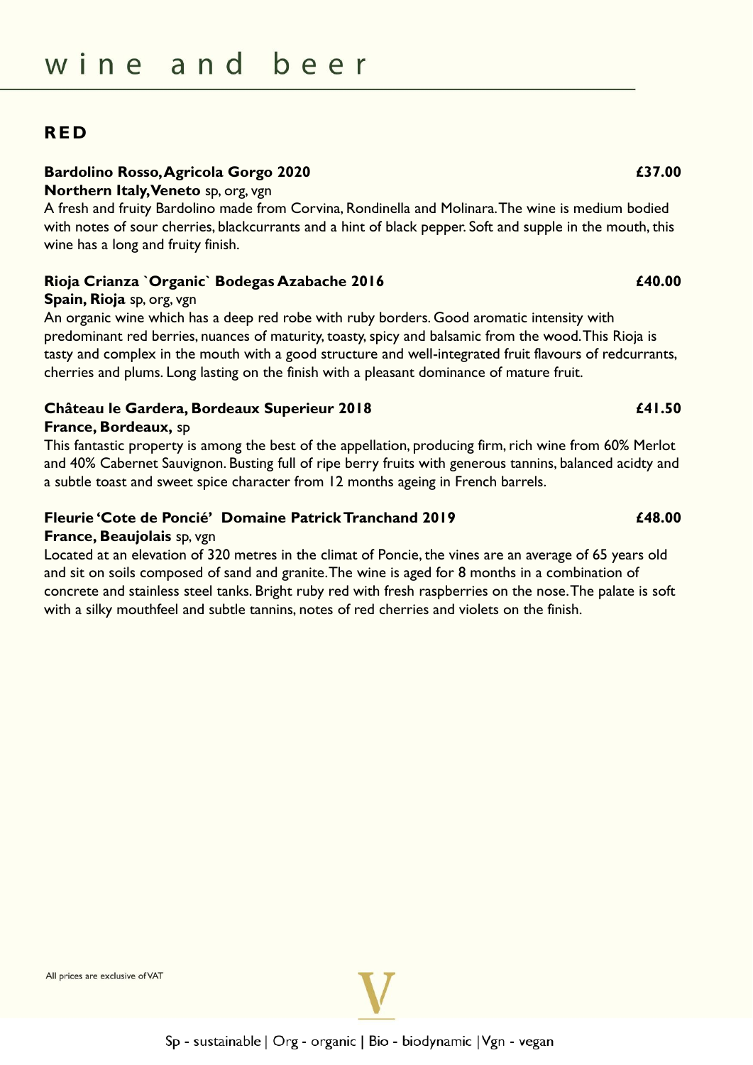# wine and beer

## RED

**Bardolino Rosso, Agricola Gorgo 2020** **£37.00**
**Northern Italy, Veneto** sp, org, vgn
A fresh and fruity Bardolino made from Corvina, Rondinella and Molinara. The wine is medium bodied with notes of sour cherries, blackcurrants and a hint of black pepper. Soft and supple in the mouth, this wine has a long and fruity finish.

**Rioja Crianza `Organic` Bodegas Azabache 2016** **£40.00**
**Spain, Rioja** sp, org, vgn
An organic wine which has a deep red robe with ruby borders. Good aromatic intensity with predominant red berries, nuances of maturity, toasty, spicy and balsamic from the wood. This Rioja is tasty and complex in the mouth with a good structure and well-integrated fruit flavours of redcurrants, cherries and plums. Long lasting on the finish with a pleasant dominance of mature fruit.

**Château le Gardera, Bordeaux Superieur 2018** **£41.50**
**France, Bordeaux,** sp
This fantastic property is among the best of the appellation, producing firm, rich wine from 60% Merlot and 40% Cabernet Sauvignon. Busting full of ripe berry fruits with generous tannins, balanced acidty and a subtle toast and sweet spice character from 12 months ageing in French barrels.

**Fleurie 'Cote de Poncié' Domaine Patrick Tranchand 2019** **£48.00**
**France, Beaujolais** sp, vgn
Located at an elevation of 320 metres in the climat of Poncie, the vines are an average of 65 years old and sit on soils composed of sand and granite. The wine is aged for 8 months in a combination of concrete and stainless steel tanks. Bright ruby red with fresh raspberries on the nose. The palate is soft with a silky mouthfeel and subtle tannins, notes of red cherries and violets on the finish.

All prices are exclusive of VAT

Sp - sustainable | Org - organic | Bio - biodynamic | Vgn - vegan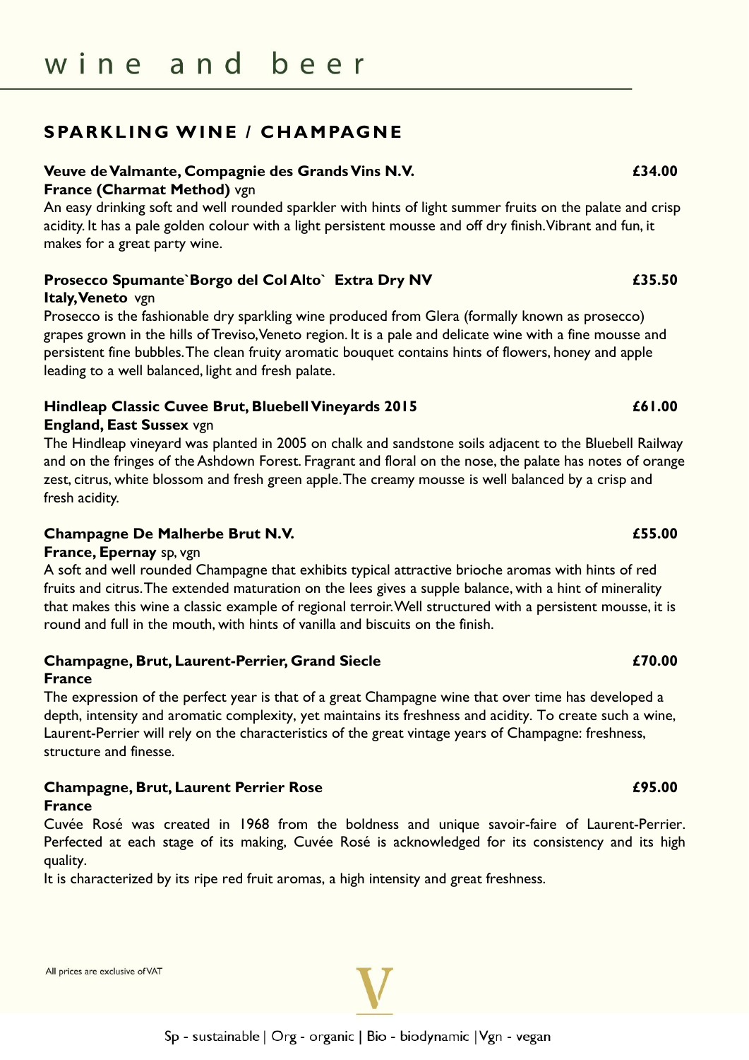# wine and beer

## SPARKLING WINE / CHAMPAGNE

### Veuve de Valmante, Compagnie des Grands Vins N.V. £34.00
**France (Charmat Method)** vgn

An easy drinking soft and well rounded sparkler with hints of light summer fruits on the palate and crisp acidity. It has a pale golden colour with a light persistent mousse and off dry finish. Vibrant and fun, it makes for a great party wine.

### Prosecco Spumante`Borgo del Col Alto` Extra Dry NV £35.50
**Italy, Veneto** vgn

Prosecco is the fashionable dry sparkling wine produced from Glera (formally known as prosecco) grapes grown in the hills of Treviso, Veneto region. It is a pale and delicate wine with a fine mousse and persistent fine bubbles. The clean fruity aromatic bouquet contains hints of flowers, honey and apple leading to a well balanced, light and fresh palate.

### Hindleap Classic Cuvee Brut, Bluebell Vineyards 2015 £61.00
**England, East Sussex** vgn

The Hindleap vineyard was planted in 2005 on chalk and sandstone soils adjacent to the Bluebell Railway and on the fringes of the Ashdown Forest. Fragrant and floral on the nose, the palate has notes of orange zest, citrus, white blossom and fresh green apple. The creamy mousse is well balanced by a crisp and fresh acidity.

### Champagne De Malherbe Brut N.V. £55.00
**France, Epernay** sp, vgn

A soft and well rounded Champagne that exhibits typical attractive brioche aromas with hints of red fruits and citrus. The extended maturation on the lees gives a supple balance, with a hint of minerality that makes this wine a classic example of regional terroir. Well structured with a persistent mousse, it is round and full in the mouth, with hints of vanilla and biscuits on the finish.

### Champagne, Brut, Laurent-Perrier, Grand Siecle £70.00
**France**

The expression of the perfect year is that of a great Champagne wine that over time has developed a depth, intensity and aromatic complexity, yet maintains its freshness and acidity. To create such a wine, Laurent-Perrier will rely on the characteristics of the great vintage years of Champagne: freshness, structure and finesse.

### Champagne, Brut, Laurent Perrier Rose £95.00
**France**

Cuvée Rosé was created in 1968 from the boldness and unique savoir-faire of Laurent-Perrier. Perfected at each stage of its making, Cuvée Rosé is acknowledged for its consistency and its high quality.

It is characterized by its ripe red fruit aromas, a high intensity and great freshness.

All prices are exclusive of VAT

Sp - sustainable | Org - organic | Bio - biodynamic | Vgn - vegan